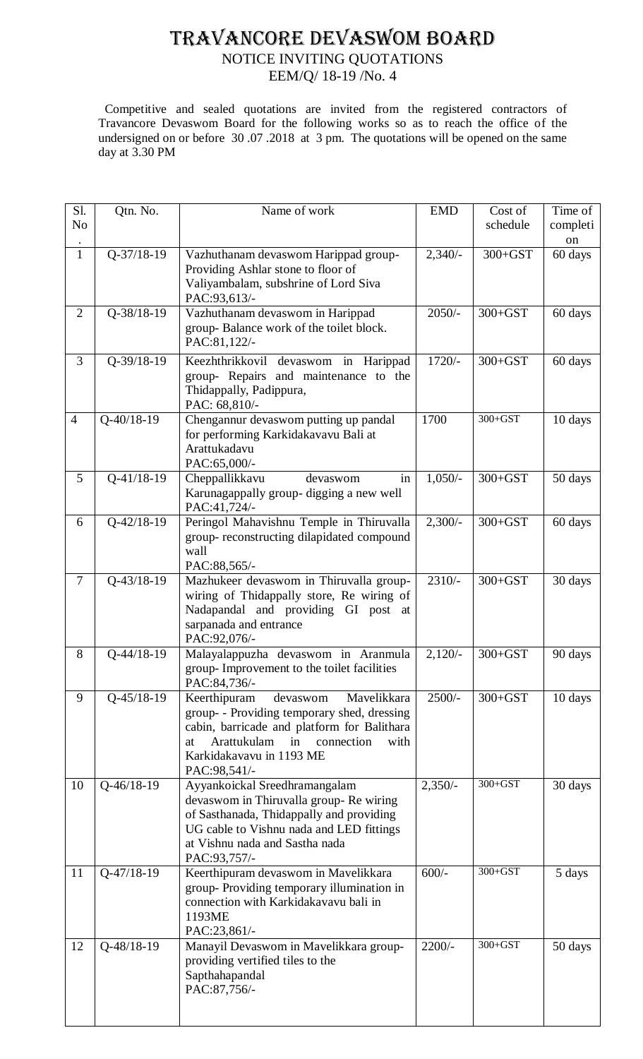# TRAVANCORE DEVASWOM BOARD

NOTICE INVITING QUOTATIONS

EEM/Q/ 18-19 /No. 4

Competitive and sealed quotations are invited from the registered contractors of Travancore Devaswom Board for the following works so as to reach the office of the undersigned on or before 30 .07 .2018 at 3 pm. The quotations will be opened on the same day at 3.30 PM

| Sl. No. | Qtn. No. | Name of work | EMD | Cost of schedule | Time of completion |
|---|---|---|---|---|---|
| 1 | Q-37/18-19 | Vazhuthanam devaswom Harippad group- Providing Ashlar stone to floor of Valiyambalam, subshrine of Lord Siva PAC:93,613/- | 2,340/- | 300+GST | 60 days |
| 2 | Q-38/18-19 | Vazhuthanam devaswom in Harippad group- Balance work of the toilet block. PAC:81,122/- | 2050/- | 300+GST | 60 days |
| 3 | Q-39/18-19 | Keezhthrikkovil devaswom in Harippad group- Repairs and maintenance to the Thidappally, Padippura, PAC: 68,810/- | 1720/- | 300+GST | 60 days |
| 4 | Q-40/18-19 | Chengannur devaswom putting up pandal for performing Karkidakavavu Bali at Arattukadavu PAC:65,000/- | 1700 | 300+GST | 10 days |
| 5 | Q-41/18-19 | Cheppallikkavu devaswom in Karunagappally group- digging a new well PAC:41,724/- | 1,050/- | 300+GST | 50 days |
| 6 | Q-42/18-19 | Peringol Mahavishnu Temple in Thiruvalla group- reconstructing dilapidated compound wall PAC:88,565/- | 2,300/- | 300+GST | 60 days |
| 7 | Q-43/18-19 | Mazhukeer devaswom in Thiruvalla group- wiring of Thidappally store, Re wiring of Nadapandal and providing GI post at sarpanada and entrance PAC:92,076/- | 2310/- | 300+GST | 30 days |
| 8 | Q-44/18-19 | Malayalappuzha devaswom in Aranmula group- Improvement to the toilet facilities PAC:84,736/- | 2,120/- | 300+GST | 90 days |
| 9 | Q-45/18-19 | Keerthipuram devaswom Mavelikkara group- - Providing temporary shed, dressing cabin, barricade and platform for Balithara at Arattukulam in connection with Karkidakavavu in 1193 ME PAC:98,541/- | 2500/- | 300+GST | 10 days |
| 10 | Q-46/18-19 | Ayyankoickal Sreedhramangalam devaswom in Thiruvalla group- Re wiring of Sasthanada, Thidappally and providing UG cable to Vishnu nada and LED fittings at Vishnu nada and Sastha nada PAC:93,757/- | 2,350/- | 300+GST | 30 days |
| 11 | Q-47/18-19 | Keerthipuram devaswom in Mavelikkara group- Providing temporary illumination in connection with Karkidakavavu bali in 1193ME PAC:23,861/- | 600/- | 300+GST | 5 days |
| 12 | Q-48/18-19 | Manayil Devaswom in Mavelikkara group- providing vertified tiles to the Sapthahapandal PAC:87,756/- | 2200/- | 300+GST | 50 days |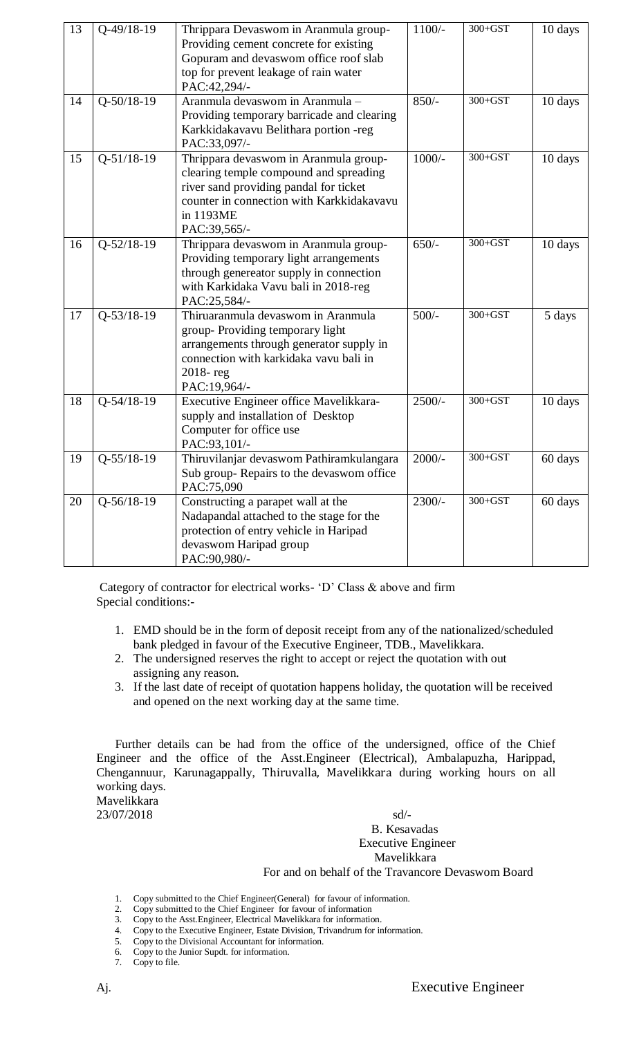| | | | | | |
|---|---|---|---|---|---|
| 13 | Q-49/18-19 | Thrippara Devaswom in Aranmula group- Providing cement concrete for existing Gopuram and devaswom office roof slab top for prevent leakage of rain water PAC:42,294/- | 1100/- | 300+GST | 10 days |
| 14 | Q-50/18-19 | Aranmula devaswom in Aranmula – Providing temporary barricade and clearing Karkkidakavavu Belithara portion -reg PAC:33,097/- | 850/- | 300+GST | 10 days |
| 15 | Q-51/18-19 | Thrippara devaswom in Aranmula group- clearing temple compound and spreading river sand providing pandal for ticket counter in connection with Karkkidakavavu in 1193ME PAC:39,565/- | 1000/- | 300+GST | 10 days |
| 16 | Q-52/18-19 | Thrippara devaswom in Aranmula group- Providing temporary light arrangements through genereator supply in connection with Karkidaka Vavu bali in 2018-reg PAC:25,584/- | 650/- | 300+GST | 10 days |
| 17 | Q-53/18-19 | Thiruaranmula devaswom in Aranmula group- Providing temporary light arrangements through generator supply in connection with karkidaka vavu bali in 2018- reg PAC:19,964/- | 500/- | 300+GST | 5 days |
| 18 | Q-54/18-19 | Executive Engineer office Mavelikkara- supply and installation of Desktop Computer for office use PAC:93,101/- | 2500/- | 300+GST | 10 days |
| 19 | Q-55/18-19 | Thiruvilanjar devaswom Pathiramkulangara Sub group- Repairs to the devaswom office PAC:75,090 | 2000/- | 300+GST | 60 days |
| 20 | Q-56/18-19 | Constructing a parapet wall at the Nadapandal attached to the stage for the protection of entry vehicle in Haripad devaswom Haripad group PAC:90,980/- | 2300/- | 300+GST | 60 days |

Category of contractor for electrical works- 'D' Class & above and firm

Special conditions:-

1. EMD should be in the form of deposit receipt from any of the nationalized/scheduled bank pledged in favour of the Executive Engineer, TDB., Mavelikkara.
2. The undersigned reserves the right to accept or reject the quotation with out assigning any reason.
3. If the last date of receipt of quotation happens holiday, the quotation will be received and opened on the next working day at the same time.

Further details can be had from the office of the undersigned, office of the Chief Engineer and the office of the Asst.Engineer (Electrical), Ambalapuzha, Harippad, Chengannuur, Karunagappally, Thiruvalla, Mavelikkara during working hours on all working days.

Mavelikkara

23/07/2018

sd/-

B. Kesavadas

Executive Engineer

Mavelikkara

For and on behalf of the Travancore Devaswom Board

1. Copy submitted to the Chief Engineer(General) for favour of information.
2. Copy submitted to the Chief Engineer for favour of information
3. Copy to the Asst.Engineer, Electrical Mavelikkara for information.
4. Copy to the Executive Engineer, Estate Division, Trivandrum for information.
5. Copy to the Divisional Accountant for information.
6. Copy to the Junior Supdt. for information.
7. Copy to file.

Aj.

Executive Engineer